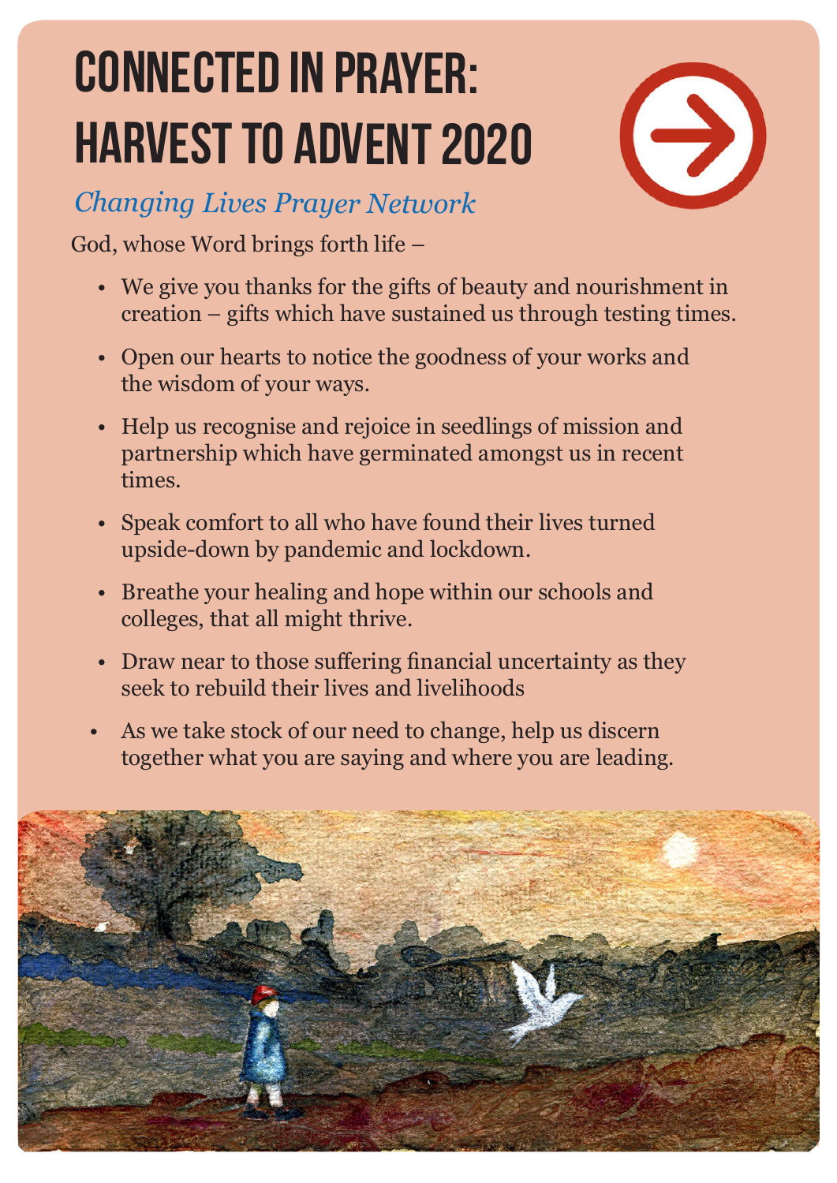# CONNECTED IN PRAYER: HARVEST TO ADVENT 2020

*Changing Lives Prayer Network*

God, whose Word brings forth life –

- We give you thanks for the gifts of beauty and nourishment in creation – gifts which have sustained us through testing times.
- Open our hearts to notice the goodness of your works and the wisdom of your ways.
- Help us recognise and rejoice in seedlings of mission and partnership which have germinated amongst us in recent times.
- Speak comfort to all who have found their lives turned upside-down by pandemic and lockdown.
- Breathe your healing and hope within our schools and colleges, that all might thrive.
- Draw near to those suffering financial uncertainty as they seek to rebuild their lives and livelihoods
- As we take stock of our need to change, help us discern together what you are saying and where you are leading.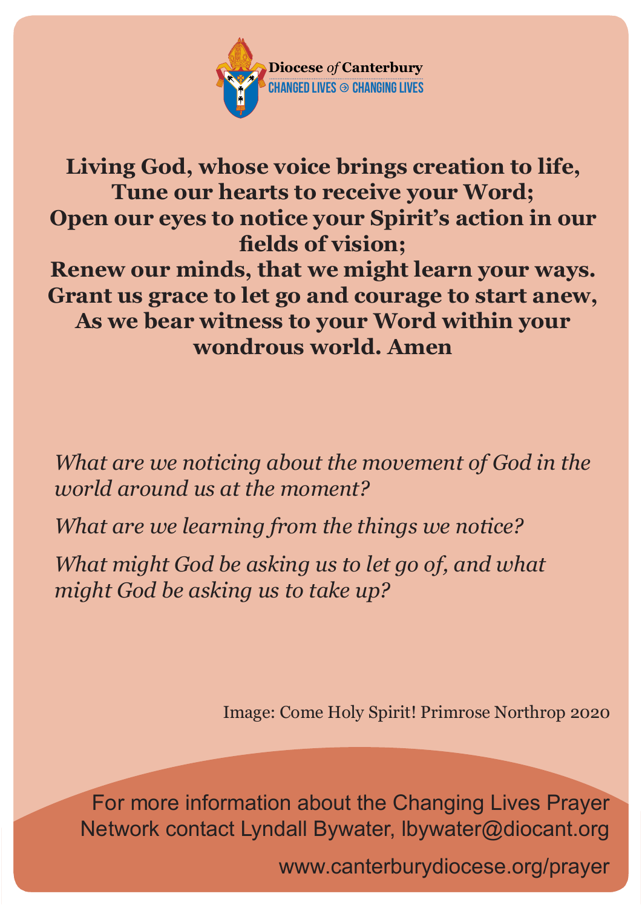Diocese *of* Canterbury
CHANGED LIVES → CHANGING LIVES

**Living God, whose voice brings creation to life,
Tune our hearts to receive your Word;
Open our eyes to notice your Spirit's action in our fields of vision;
Renew our minds, that we might learn your ways.
Grant us grace to let go and courage to start anew,
As we bear witness to your Word within your wondrous world. Amen**

*What are we noticing about the movement of God in the world around us at the moment?*

*What are we learning from the things we notice?*

*What might God be asking us to let go of, and what might God be asking us to take up?*

Image: Come Holy Spirit! Primrose Northrop 2020

For more information about the Changing Lives Prayer Network contact Lyndall Bywater, lbywater@diocant.org

www.canterburydiocese.org/prayer